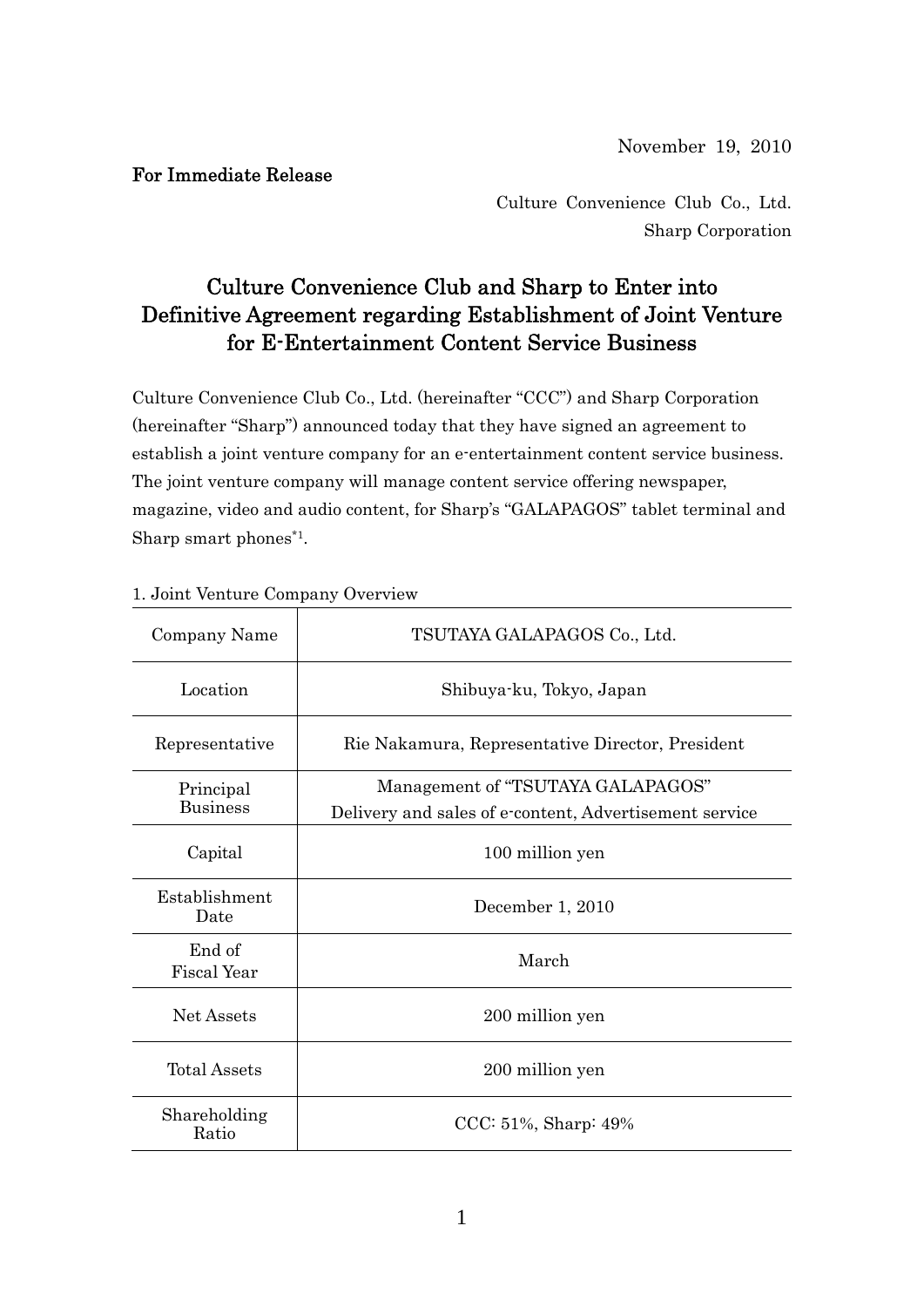November 19, 2010

**For Immediate Release**

Culture Convenience Club Co., Ltd.
Sharp Corporation

# Culture Convenience Club and Sharp to Enter into Definitive Agreement regarding Establishment of Joint Venture for E-Entertainment Content Service Business

Culture Convenience Club Co., Ltd. (hereinafter "CCC") and Sharp Corporation (hereinafter "Sharp") announced today that they have signed an agreement to establish a joint venture company for an e-entertainment content service business. The joint venture company will manage content service offering newspaper, magazine, video and audio content, for Sharp's "GALAPAGOS" tablet terminal and Sharp smart phones[*1].

1. Joint Venture Company Overview

| | |
|---|---|
| Company Name | TSUTAYA GALAPAGOS Co., Ltd. |
| Location | Shibuya-ku, Tokyo, Japan |
| Representative | Rie Nakamura, Representative Director, President |
| Principal Business | Management of "TSUTAYA GALAPAGOS"<br>Delivery and sales of e-content, Advertisement service |
| Capital | 100 million yen |
| Establishment Date | December 1, 2010 |
| End of Fiscal Year | March |
| Net Assets | 200 million yen |
| Total Assets | 200 million yen |
| Shareholding Ratio | CCC: 51%, Sharp: 49% |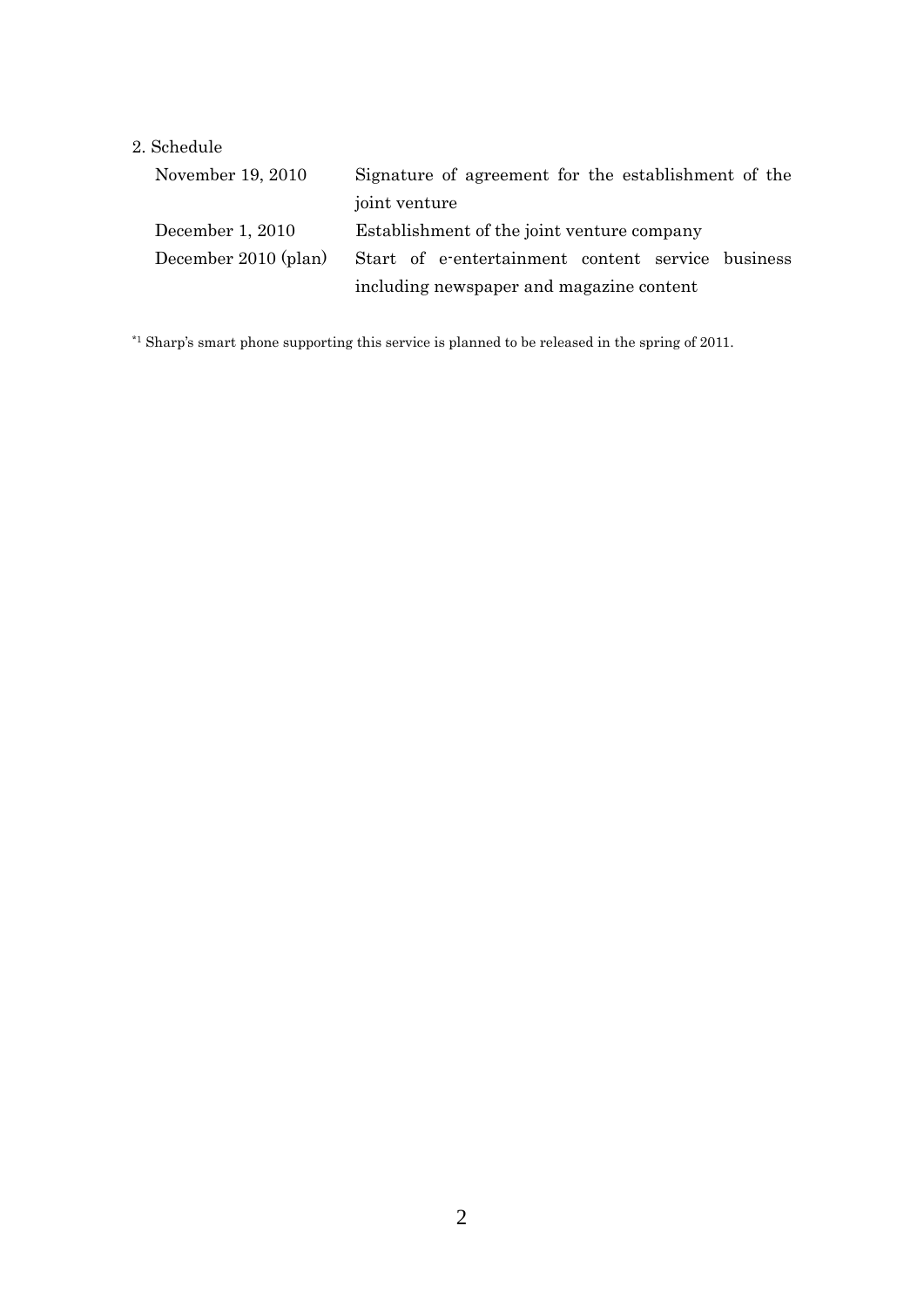2. Schedule

| | |
|---|---|
| November 19, 2010 | Signature of agreement for the establishment of the joint venture |
| December 1, 2010 | Establishment of the joint venture company |
| December 2010 (plan) | Start of e-entertainment content service business including newspaper and magazine content |

*1 Sharp's smart phone supporting this service is planned to be released in the spring of 2011.